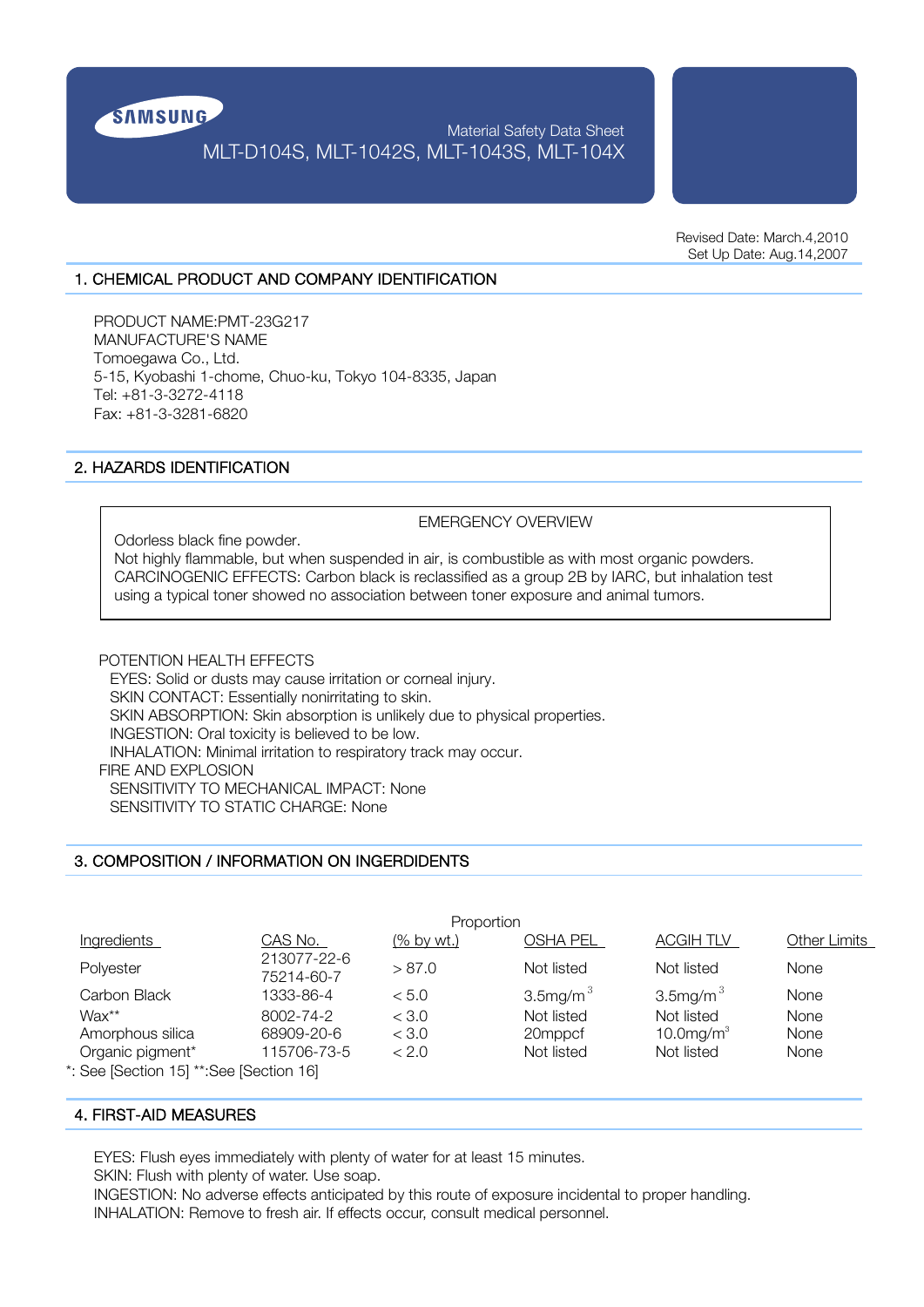SAMSUNG

Material Safety Data Sheet

MLT-D104S, MLT-1042S, MLT-1043S, MLT-104X

Revised Date: March.4,2010
Set Up Date: Aug.14,2007

## 1. CHEMICAL PRODUCT AND COMPANY IDENTIFICATION

PRODUCT NAME:PMT-23G217
MANUFACTURE'S NAME
Tomoegawa Co., Ltd.
5-15, Kyobashi 1-chome, Chuo-ku, Tokyo 104-8335, Japan
Tel: +81-3-3272-4118
Fax: +81-3-3281-6820

## 2. HAZARDS IDENTIFICATION

**EMERGENCY OVERVIEW**

Odorless black fine powder.
Not highly flammable, but when suspended in air, is combustible as with most organic powders.
CARCINOGENIC EFFECTS: Carbon black is reclassified as a group 2B by IARC, but inhalation test using a typical toner showed no association between toner exposure and animal tumors.

POTENTION HEALTH EFFECTS
- EYES: Solid or dusts may cause irritation or corneal injury.
- SKIN CONTACT: Essentially nonirritating to skin.
- SKIN ABSORPTION: Skin absorption is unlikely due to physical properties.
- INGESTION: Oral toxicity is believed to be low.
- INHALATION: Minimal irritation to respiratory track may occur.

FIRE AND EXPLOSION
- SENSITIVITY TO MECHANICAL IMPACT: None
- SENSITIVITY TO STATIC CHARGE: None

## 3. COMPOSITION / INFORMATION ON INGERDIDENTS

| Ingredients | CAS No. | Proportion (% by wt.) | OSHA PEL | ACGIH TLV | Other Limits |
|---|---|---|---|---|---|
| Polyester | 213077-22-6 75214-60-7 | > 87.0 | Not listed | Not listed | None |
| Carbon Black | 1333-86-4 | < 5.0 | 3.5mg/m$^3$ | 3.5mg/m$^3$ | None |
| Wax** | 8002-74-2 | < 3.0 | Not listed | Not listed | None |
| Amorphous silica | 68909-20-6 | < 3.0 | 20mppcf | 10.0mg/m$^3$ | None |
| Organic pigment* | 115706-73-5 | < 2.0 | Not listed | Not listed | None |

*: See [Section 15] **:See [Section 16]

## 4. FIRST-AID MEASURES

EYES: Flush eyes immediately with plenty of water for at least 15 minutes.
SKIN: Flush with plenty of water. Use soap.
INGESTION: No adverse effects anticipated by this route of exposure incidental to proper handling.
INHALATION: Remove to fresh air. If effects occur, consult medical personnel.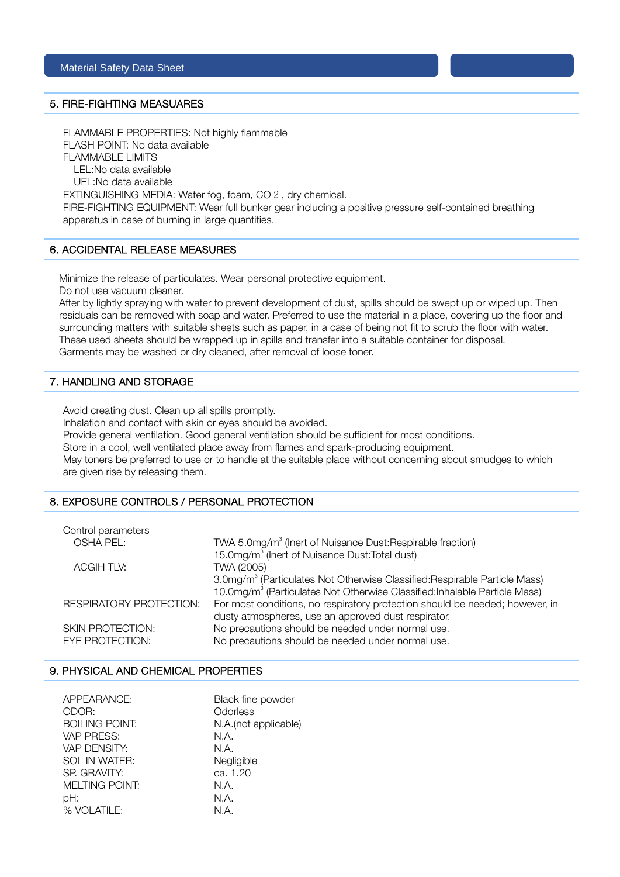## 5. FIRE-FIGHTING MEASUARES

FLAMMABLE PROPERTIES: Not highly flammable
FLASH POINT: No data available
FLAMMABLE LIMITS
LEL:No data available
UEL:No data available
EXTINGUISHING MEDIA: Water fog, foam, $CO_2$, dry chemical.
FIRE-FIGHTING EQUIPMENT: Wear full bunker gear including a positive pressure self-contained breathing apparatus in case of burning in large quantities.

## 6. ACCIDENTAL RELEASE MEASURES

Minimize the release of particulates. Wear personal protective equipment.
Do not use vacuum cleaner.
After by lightly spraying with water to prevent development of dust, spills should be swept up or wiped up. Then residuals can be removed with soap and water. Preferred to use the material in a place, covering up the floor and surrounding matters with suitable sheets such as paper, in a case of being not fit to scrub the floor with water. These used sheets should be wrapped up in spills and transfer into a suitable container for disposal.
Garments may be washed or dry cleaned, after removal of loose toner.

## 7. HANDLING AND STORAGE

Avoid creating dust. Clean up all spills promptly.
Inhalation and contact with skin or eyes should be avoided.
Provide general ventilation. Good general ventilation should be sufficient for most conditions.
Store in a cool, well ventilated place away from flames and spark-producing equipment.
May toners be preferred to use or to handle at the suitable place without concerning about smudges to which are given rise by releasing them.

## 8. EXPOSURE CONTROLS / PERSONAL PROTECTION

Control parameters

| | |
|---|---|
| OSHA PEL: | TWA 5.0mg/$m^3$ (Inert of Nuisance Dust:Respirable fraction)<br>15.0mg/$m^3$ (Inert of Nuisance Dust:Total dust) |
| ACGIH TLV: | TWA (2005)<br>3.0mg/$m^3$ (Particulates Not Otherwise Classified:Respirable Particle Mass)<br>10.0mg/$m^3$ (Particulates Not Otherwise Classified:Inhalable Particle Mass) |
| RESPIRATORY PROTECTION: | For most conditions, no respiratory protection should be needed; however, in dusty atmospheres, use an approved dust respirator. |
| SKIN PROTECTION: | No precautions should be needed under normal use. |
| EYE PROTECTION: | No precautions should be needed under normal use. |

## 9. PHYSICAL AND CHEMICAL PROPERTIES

| | |
|---|---|
| APPEARANCE: | Black fine powder |
| ODOR: | Odorless |
| BOILING POINT: | N.A.(not applicable) |
| VAP PRESS: | N.A. |
| VAP DENSITY: | N.A. |
| SOL IN WATER: | Negligible |
| SP. GRAVITY: | ca. 1.20 |
| MELTING POINT: | N.A. |
| pH: | N.A. |
| % VOLATILE: | N.A. |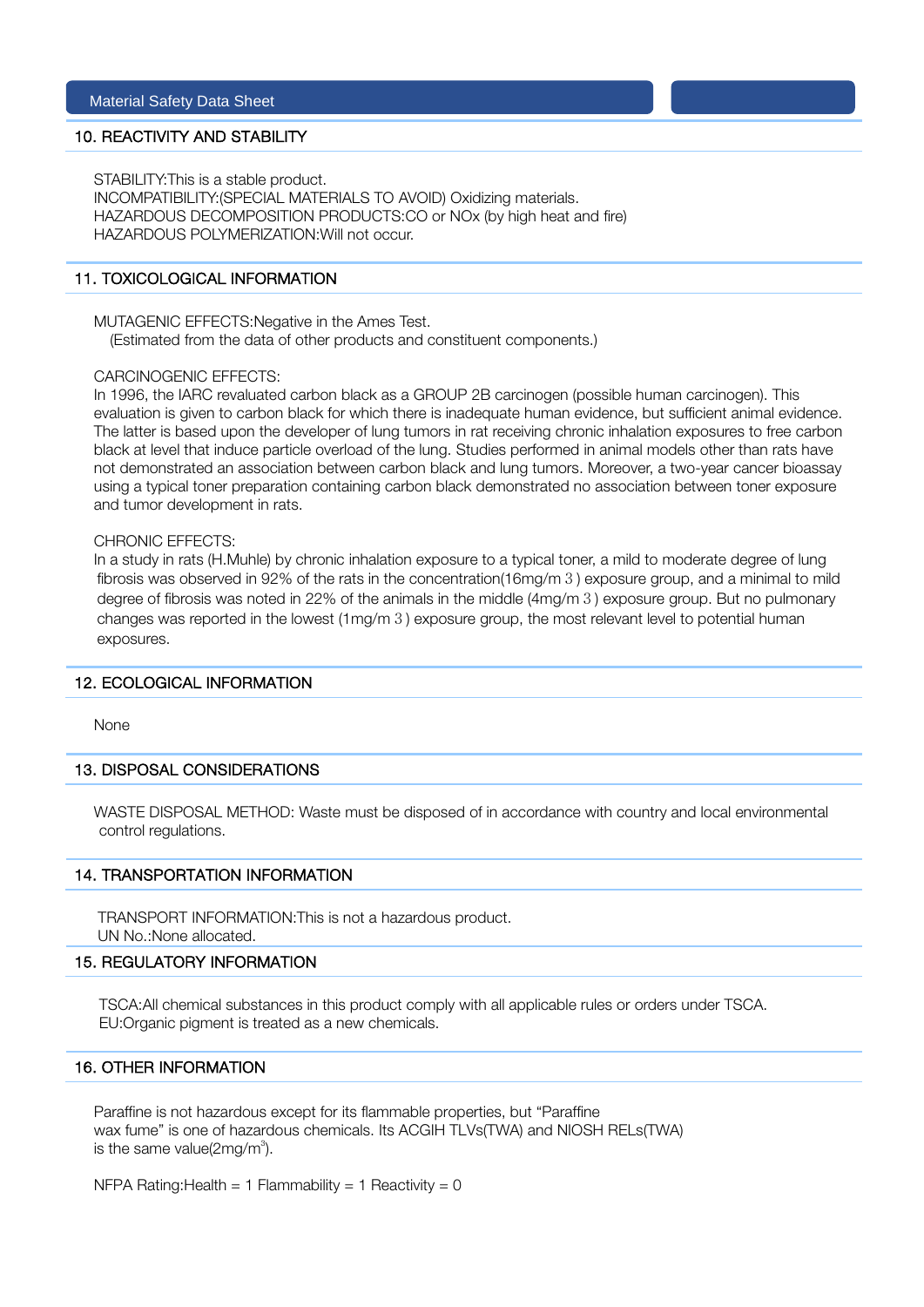## 10. REACTIVITY AND STABILITY

STABILITY:This is a stable product.
INCOMPATIBILITY:(SPECIAL MATERIALS TO AVOID) Oxidizing materials.
HAZARDOUS DECOMPOSITION PRODUCTS:CO or NOx (by high heat and fire)
HAZARDOUS POLYMERIZATION:Will not occur.

## 11. TOXICOLOGICAL INFORMATION

MUTAGENIC EFFECTS:Negative in the Ames Test.
(Estimated from the data of other products and constituent components.)

CARCINOGENIC EFFECTS:
In 1996, the IARC revaluated carbon black as a GROUP 2B carcinogen (possible human carcinogen). This evaluation is given to carbon black for which there is inadequate human evidence, but sufficient animal evidence. The latter is based upon the developer of lung tumors in rat receiving chronic inhalation exposures to free carbon black at level that induce particle overload of the lung. Studies performed in animal models other than rats have not demonstrated an association between carbon black and lung tumors. Moreover, a two-year cancer bioassay using a typical toner preparation containing carbon black demonstrated no association between toner exposure and tumor development in rats.

CHRONIC EFFECTS:
In a study in rats (H.Muhle) by chronic inhalation exposure to a typical toner, a mild to moderate degree of lung fibrosis was observed in 92% of the rats in the concentration(16mg/m 3 ) exposure group, and a minimal to mild degree of fibrosis was noted in 22% of the animals in the middle (4mg/m 3 ) exposure group. But no pulmonary changes was reported in the lowest (1mg/m 3 ) exposure group, the most relevant level to potential human exposures.

## 12. ECOLOGICAL INFORMATION

None

## 13. DISPOSAL CONSIDERATIONS

WASTE DISPOSAL METHOD: Waste must be disposed of in accordance with country and local environmental control regulations.

## 14. TRANSPORTATION INFORMATION

TRANSPORT INFORMATION:This is not a hazardous product.
UN No.:None allocated.

## 15. REGULATORY INFORMATION

TSCA:All chemical substances in this product comply with all applicable rules or orders under TSCA.
EU:Organic pigment is treated as a new chemicals.

## 16. OTHER INFORMATION

Paraffine is not hazardous except for its flammable properties, but “Paraffine wax fume” is one of hazardous chemicals. Its ACGIH TLVs(TWA) and NIOSH RELs(TWA) is the same value(2mg/$m^3$).

NFPA Rating:Health = 1 Flammability = 1 Reactivity = 0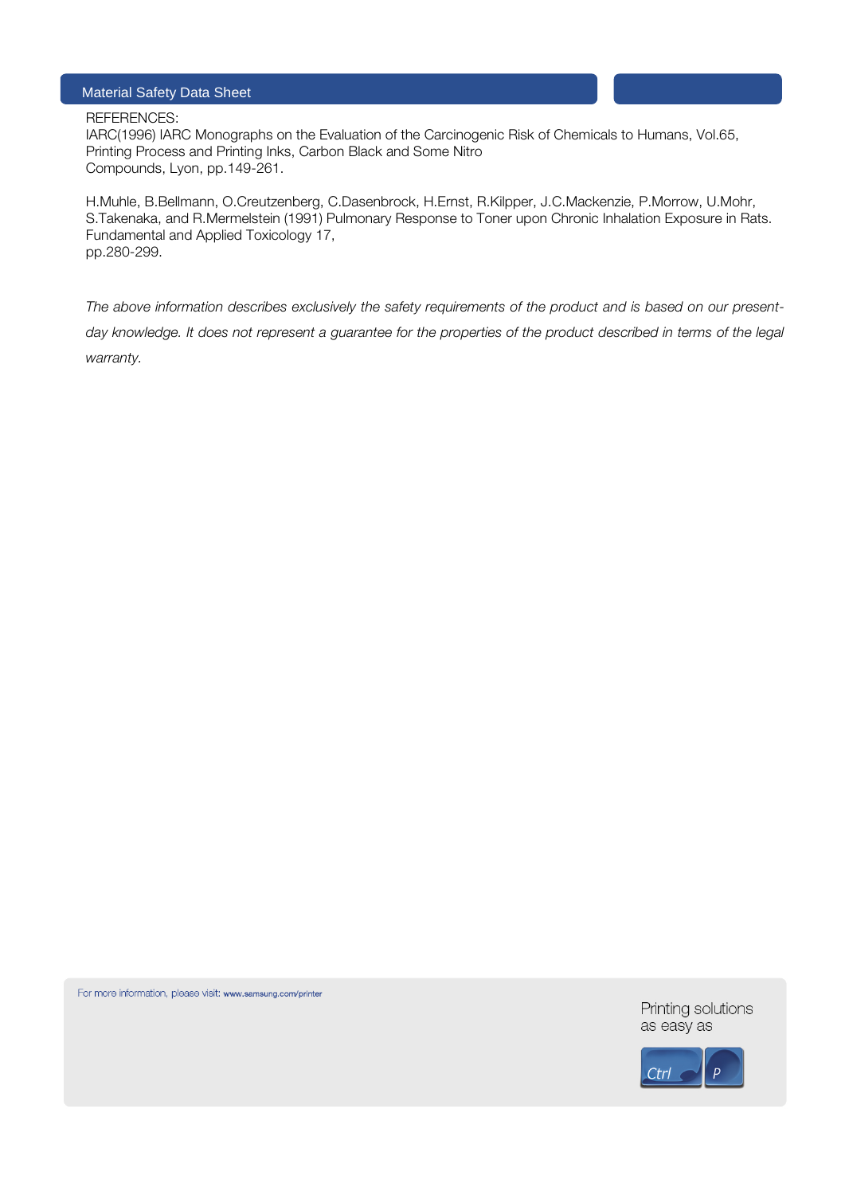REFERENCES:
IARC(1996) IARC Monographs on the Evaluation of the Carcinogenic Risk of Chemicals to Humans, Vol.65, Printing Process and Printing Inks, Carbon Black and Some Nitro Compounds, Lyon, pp.149-261.

H.Muhle, B.Bellmann, O.Creutzenberg, C.Dasenbrock, H.Ernst, R.Kilpper, J.C.Mackenzie, P.Morrow, U.Mohr, S.Takenaka, and R.Mermelstein (1991) Pulmonary Response to Toner upon Chronic Inhalation Exposure in Rats. Fundamental and Applied Toxicology 17, pp.280-299.

*The above information describes exclusively the safety requirements of the product and is based on our present-day knowledge. It does not represent a guarantee for the properties of the product described in terms of the legal warranty.*

For more information, please visit: www.samsung.com/printer

Printing solutions as easy as Ctrl P